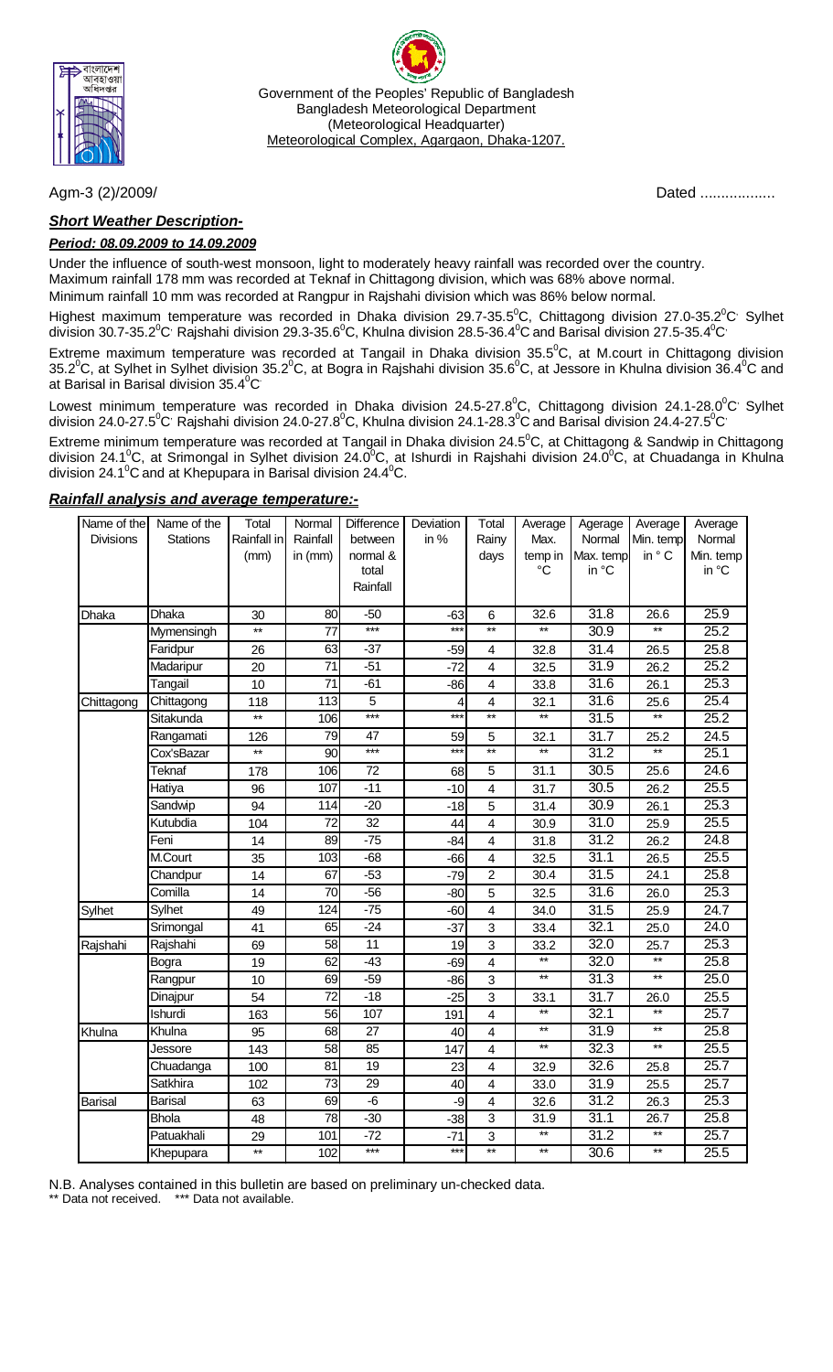Government of the Peoples' Republic of Bangladesh
Bangladesh Meteorological Department
(Meteorological Headquarter)
Meteorological Complex, Agargaon, Dhaka-1207.

Agm-3 (2)/2009/ Dated ..................

## ***Short Weather Description-***

### ***Period: 08.09.2009 to 14.09.2009***

Under the influence of south-west monsoon, light to moderately heavy rainfall was recorded over the country.
Maximum rainfall 178 mm was recorded at Teknaf in Chittagong division, which was 68% above normal.
Minimum rainfall 10 mm was recorded at Rangpur in Rajshahi division which was 86% below normal.

Highest maximum temperature was recorded in Dhaka division 29.7-35.5$^0$C, Chittagong division 27.0-35.2$^0$C, Sylhet division 30.7-35.2$^0$C, Rajshahi division 29.3-35.6$^0$C, Khulna division 28.5-36.4$^0$C and Barisal division 27.5-35.4$^0$C.

Extreme maximum temperature was recorded at Tangail in Dhaka division 35.5$^0$C, at M.court in Chittagong division 35.2$^0$C, at Sylhet in Sylhet division 35.2$^0$C, at Bogra in Rajshahi division 35.6$^0$C, at Jessore in Khulna division 36.4$^0$C and at Barisal in Barisal division 35.4$^0$C.

Lowest minimum temperature was recorded in Dhaka division 24.5-27.8$^0$C, Chittagong division 24.1-28.0$^0$C, Sylhet division 24.0-27.5$^0$C, Rajshahi division 24.0-27.8$^0$C, Khulna division 24.1-28.3$^0$C and Barisal division 24.4-27.5$^0$C.

Extreme minimum temperature was recorded at Tangail in Dhaka division 24.5$^0$C, at Chittagong & Sandwip in Chittagong division 24.1$^0$C, at Srimongal in Sylhet division 24.0$^0$C, at Ishurdi in Rajshahi division 24.0$^0$C, at Chuadanga in Khulna division 24.1$^0$C and at Khepupara in Barisal division 24.4$^0$C.

### ***Rainfall analysis and average temperature:-***

| Name of the Divisions | Name of the Stations | Total Rainfall in (mm) | Normal Rainfall in (mm) | Difference between normal & total Rainfall | Deviation in % | Total Rainy days | Average Max. temp in °C | Agerage Normal Max. temp in °C | Average Min. temp in ° C | Average Normal Min. temp in °C |
|---|---|---|---|---|---|---|---|---|---|---|
| Dhaka | Dhaka | 30 | 80 | -50 | -63 | 6 | 32.6 | 31.8 | 26.6 | 25.9 |
| | Mymensingh | ** | 77 | *** | *** | ** | ** | 30.9 | ** | 25.2 |
| | Faridpur | 26 | 63 | -37 | -59 | 4 | 32.8 | 31.4 | 26.5 | 25.8 |
| | Madaripur | 20 | 71 | -51 | -72 | 4 | 32.5 | 31.9 | 26.2 | 25.2 |
| | Tangail | 10 | 71 | -61 | -86 | 4 | 33.8 | 31.6 | 26.1 | 25.3 |
| Chittagong | Chittagong | 118 | 113 | 5 | 4 | 4 | 32.1 | 31.6 | 25.6 | 25.4 |
| | Sitakunda | ** | 106 | *** | *** | ** | ** | 31.5 | ** | 25.2 |
| | Rangamati | 126 | 79 | 47 | 59 | 5 | 32.1 | 31.7 | 25.2 | 24.5 |
| | Cox'sBazar | ** | 90 | *** | *** | ** | ** | 31.2 | ** | 25.1 |
| | Teknaf | 178 | 106 | 72 | 68 | 5 | 31.1 | 30.5 | 25.6 | 24.6 |
| | Hatiya | 96 | 107 | -11 | -10 | 4 | 31.7 | 30.5 | 26.2 | 25.5 |
| | Sandwip | 94 | 114 | -20 | -18 | 5 | 31.4 | 30.9 | 26.1 | 25.3 |
| | Kutubdia | 104 | 72 | 32 | 44 | 4 | 30.9 | 31.0 | 25.9 | 25.5 |
| | Feni | 14 | 89 | -75 | -84 | 4 | 31.8 | 31.2 | 26.2 | 24.8 |
| | M.Court | 35 | 103 | -68 | -66 | 4 | 32.5 | 31.1 | 26.5 | 25.5 |
| | Chandpur | 14 | 67 | -53 | -79 | 2 | 30.4 | 31.5 | 24.1 | 25.8 |
| | Comilla | 14 | 70 | -56 | -80 | 5 | 32.5 | 31.6 | 26.0 | 25.3 |
| Sylhet | Sylhet | 49 | 124 | -75 | -60 | 4 | 34.0 | 31.5 | 25.9 | 24.7 |
| | Srimongal | 41 | 65 | -24 | -37 | 3 | 33.4 | 32.1 | 25.0 | 24.0 |
| Rajshahi | Rajshahi | 69 | 58 | 11 | 19 | 3 | 33.2 | 32.0 | 25.7 | 25.3 |
| | Bogra | 19 | 62 | -43 | -69 | 4 | ** | 32.0 | ** | 25.8 |
| | Rangpur | 10 | 69 | -59 | -86 | 3 | ** | 31.3 | ** | 25.0 |
| | Dinajpur | 54 | 72 | -18 | -25 | 3 | 33.1 | 31.7 | 26.0 | 25.5 |
| | Ishurdi | 163 | 56 | 107 | 191 | 4 | ** | 32.1 | ** | 25.7 |
| Khulna | Khulna | 95 | 68 | 27 | 40 | 4 | ** | 31.9 | ** | 25.8 |
| | Jessore | 143 | 58 | 85 | 147 | 4 | ** | 32.3 | ** | 25.5 |
| | Chuadanga | 100 | 81 | 19 | 23 | 4 | 32.9 | 32.6 | 25.8 | 25.7 |
| | Satkhira | 102 | 73 | 29 | 40 | 4 | 33.0 | 31.9 | 25.5 | 25.7 |
| Barisal | Barisal | 63 | 69 | -6 | -9 | 4 | 32.6 | 31.2 | 26.3 | 25.3 |
| | Bhola | 48 | 78 | -30 | -38 | 3 | 31.9 | 31.1 | 26.7 | 25.8 |
| | Patuakhali | 29 | 101 | -72 | -71 | 3 | ** | 31.2 | ** | 25.7 |
| | Khepupara | ** | 102 | *** | *** | ** | ** | 30.6 | ** | 25.5 |

N.B. Analyses contained in this bulletin are based on preliminary un-checked data.
** Data not received. *** Data not available.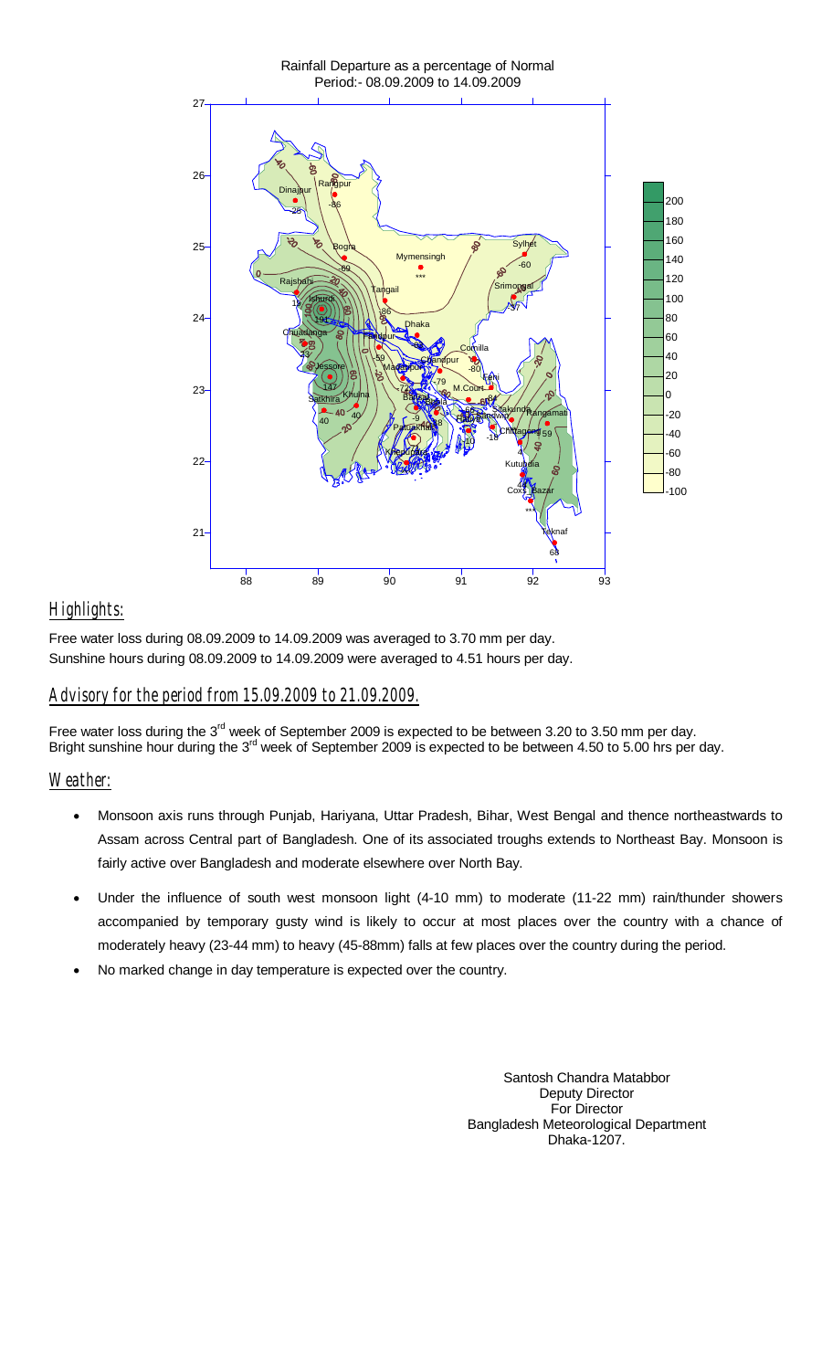Rainfall Departure as a percentage of Normal
Period:- 08.09.2009 to 14.09.2009

## Highlights:

Free water loss during 08.09.2009 to 14.09.2009 was averaged to 3.70 mm per day.
Sunshine hours during 08.09.2009 to 14.09.2009 were averaged to 4.51 hours per day.

## Advisory for the period from 15.09.2009 to 21.09.2009.

Free water loss during the 3rd week of September 2009 is expected to be between 3.20 to 3.50 mm per day.
Bright sunshine hour during the 3rd week of September 2009 is expected to be between 4.50 to 5.00 hrs per day.

## Weather:

- Monsoon axis runs through Punjab, Hariyana, Uttar Pradesh, Bihar, West Bengal and thence northeastwards to Assam across Central part of Bangladesh. One of its associated troughs extends to Northeast Bay. Monsoon is fairly active over Bangladesh and moderate elsewhere over North Bay.
- Under the influence of south west monsoon light (4-10 mm) to moderate (11-22 mm) rain/thunder showers accompanied by temporary gusty wind is likely to occur at most places over the country with a chance of moderately heavy (23-44 mm) to heavy (45-88mm) falls at few places over the country during the period.
- No marked change in day temperature is expected over the country.

Santosh Chandra Matabbor
Deputy Director
For Director
Bangladesh Meteorological Department
Dhaka-1207.